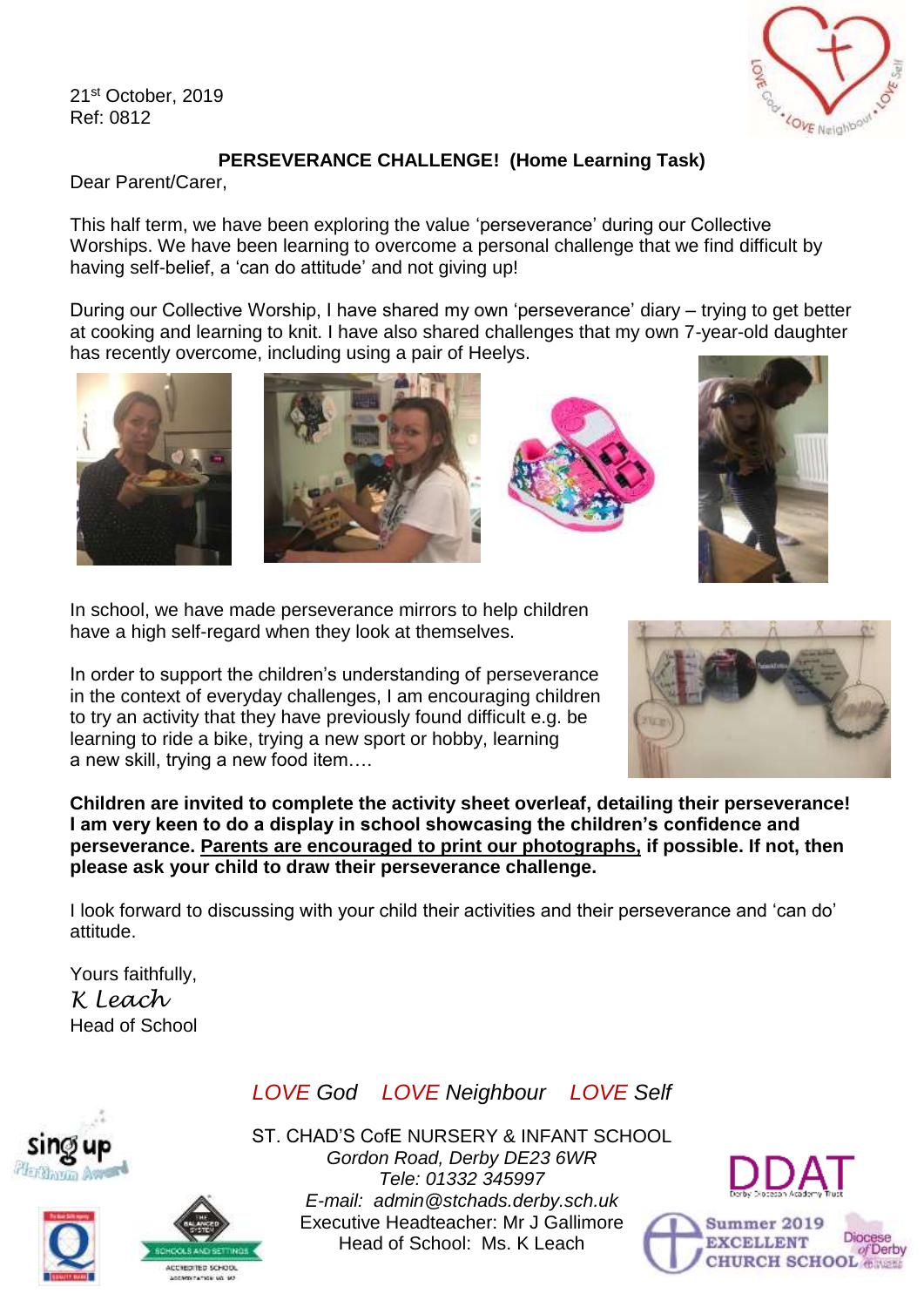21st October, 2019
Ref: 0812

**PERSEVERANCE CHALLENGE! (Home Learning Task)**

Dear Parent/Carer,

This half term, we have been exploring the value 'perseverance' during our Collective Worships. We have been learning to overcome a personal challenge that we find difficult by having self-belief, a 'can do attitude' and not giving up!

During our Collective Worship, I have shared my own 'perseverance' diary – trying to get better at cooking and learning to knit. I have also shared challenges that my own 7-year-old daughter has recently overcome, including using a pair of Heelys.

In school, we have made perseverance mirrors to help children have a high self-regard when they look at themselves.

In order to support the children's understanding of perseverance in the context of everyday challenges, I am encouraging children to try an activity that they have previously found difficult e.g. be learning to ride a bike, trying a new sport or hobby, learning a new skill, trying a new food item….

**Children are invited to complete the activity sheet overleaf, detailing their perseverance! I am very keen to do a display in school showcasing the children's confidence and perseverance. Parents are encouraged to print our photographs, if possible. If not, then please ask your child to draw their perseverance challenge.**

I look forward to discussing with your child their activities and their perseverance and 'can do' attitude.

Yours faithfully,

*K Leach*

Head of School

*LOVE God LOVE Neighbour LOVE Self*

ST. CHAD'S CofE NURSERY & INFANT SCHOOL
*Gordon Road, Derby DE23 6WR*
*Tele: 01332 345997*
*E-mail: admin@stchads.derby.sch.uk*
Executive Headteacher: Mr J Gallimore
Head of School: Ms. K Leach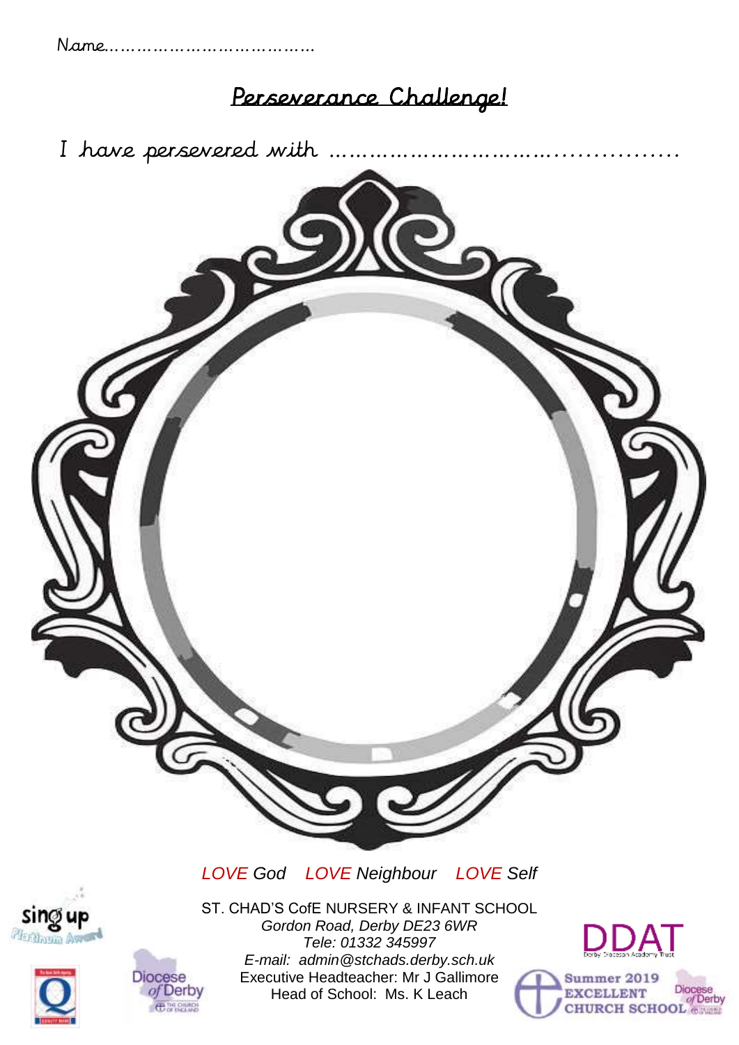Name……………………………………

## Perseverance Challenge!

I have persevered with ……………………………………………

*LOVE God LOVE Neighbour LOVE Self*

ST. CHAD'S CofE NURSERY & INFANT SCHOOL
*Gordon Road, Derby DE23 6WR*
*Tele: 01332 345997*
*E-mail: admin@stchads.derby.sch.uk*
Executive Headteacher: Mr J Gallimore
Head of School: Ms. K Leach

sing up Platinum Award

Diocese of Derby

DDAT Derby Diocesan Academy Trust

Summer 2019 EXCELLENT CHURCH SCHOOL